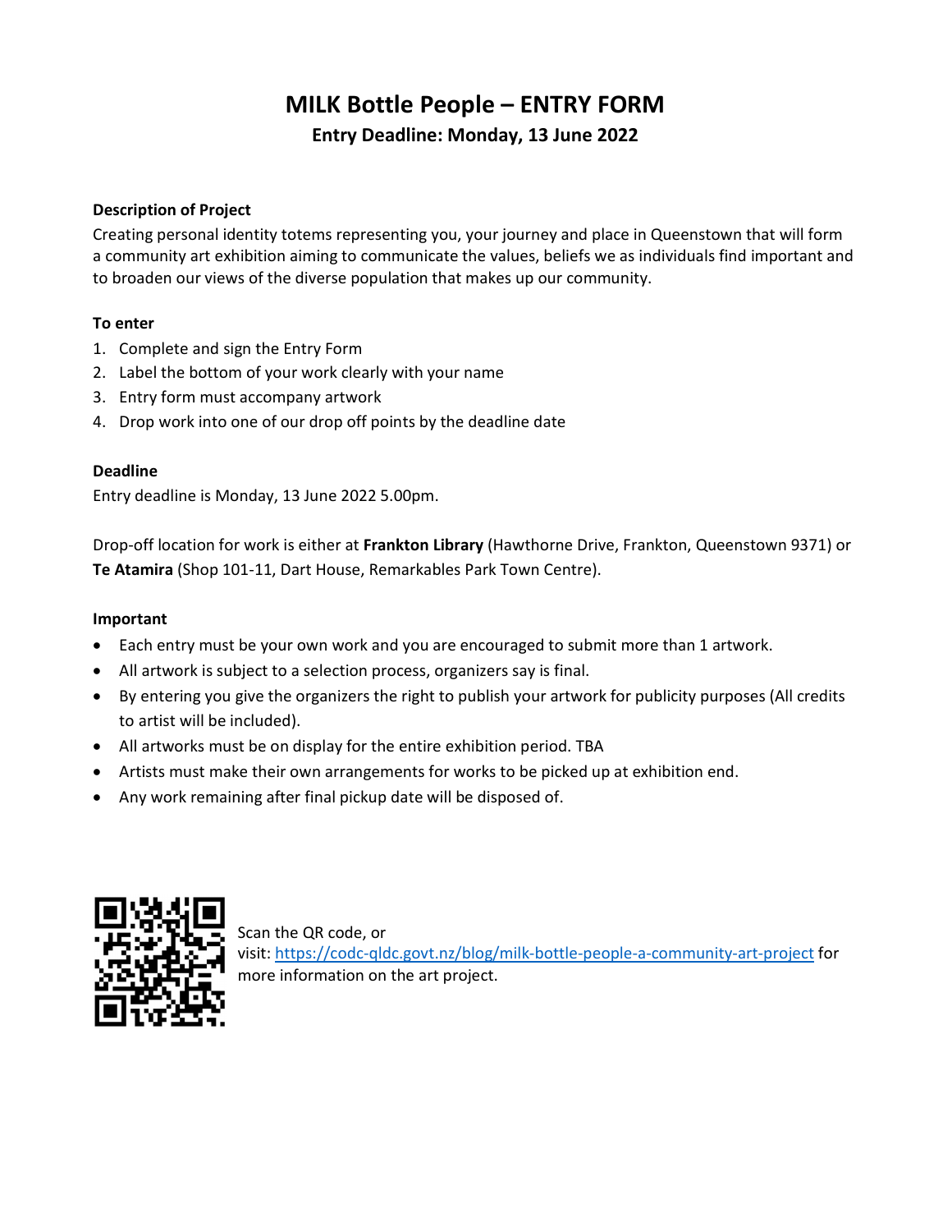# MILK Bottle People – ENTRY FORM

## Entry Deadline: Monday, 13 June 2022

### Description of Project

Creating personal identity totems representing you, your journey and place in Queenstown that will form a community art exhibition aiming to communicate the values, beliefs we as individuals find important and to broaden our views of the diverse population that makes up our community.

### To enter

1. Complete and sign the Entry Form
2. Label the bottom of your work clearly with your name
3. Entry form must accompany artwork
4. Drop work into one of our drop off points by the deadline date

### Deadline

Entry deadline is Monday, 13 June 2022 5.00pm.

Drop-off location for work is either at **Frankton Library** (Hawthorne Drive, Frankton, Queenstown 9371) or **Te Atamira** (Shop 101-11, Dart House, Remarkables Park Town Centre).

### Important

- Each entry must be your own work and you are encouraged to submit more than 1 artwork.
- All artwork is subject to a selection process, organizers say is final.
- By entering you give the organizers the right to publish your artwork for publicity purposes (All credits to artist will be included).
- All artworks must be on display for the entire exhibition period. TBA
- Artists must make their own arrangements for works to be picked up at exhibition end.
- Any work remaining after final pickup date will be disposed of.

Scan the QR code, or visit: https://codc-qldc.govt.nz/blog/milk-bottle-people-a-community-art-project for more information on the art project.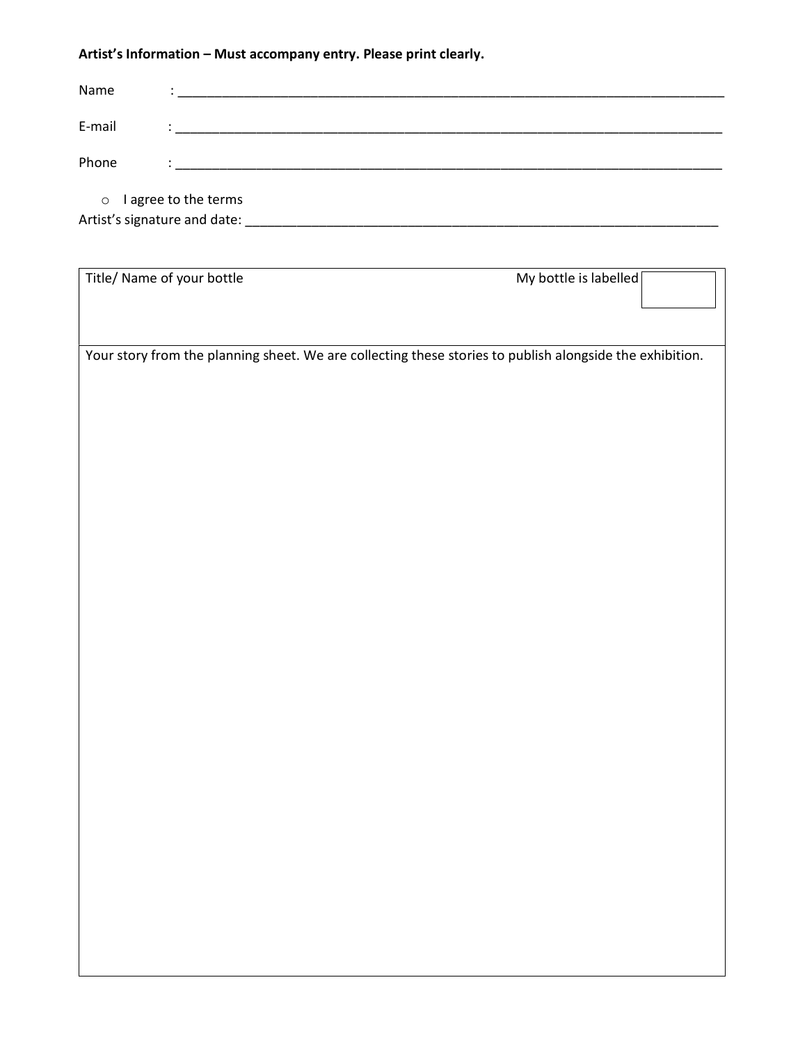**Artist's Information – Must accompany entry. Please print clearly.**

Name : ______________________________________________________________________________

E-mail : ______________________________________________________________________________

Phone : ______________________________________________________________________________

- ○ I agree to the terms

Artist's signature and date: ___________________________________________________________________

| | |
|---|---|
| Title/ Name of your bottle | My bottle is labelled ☐ |
| Your story from the planning sheet. We are collecting these stories to publish alongside the exhibition. | |